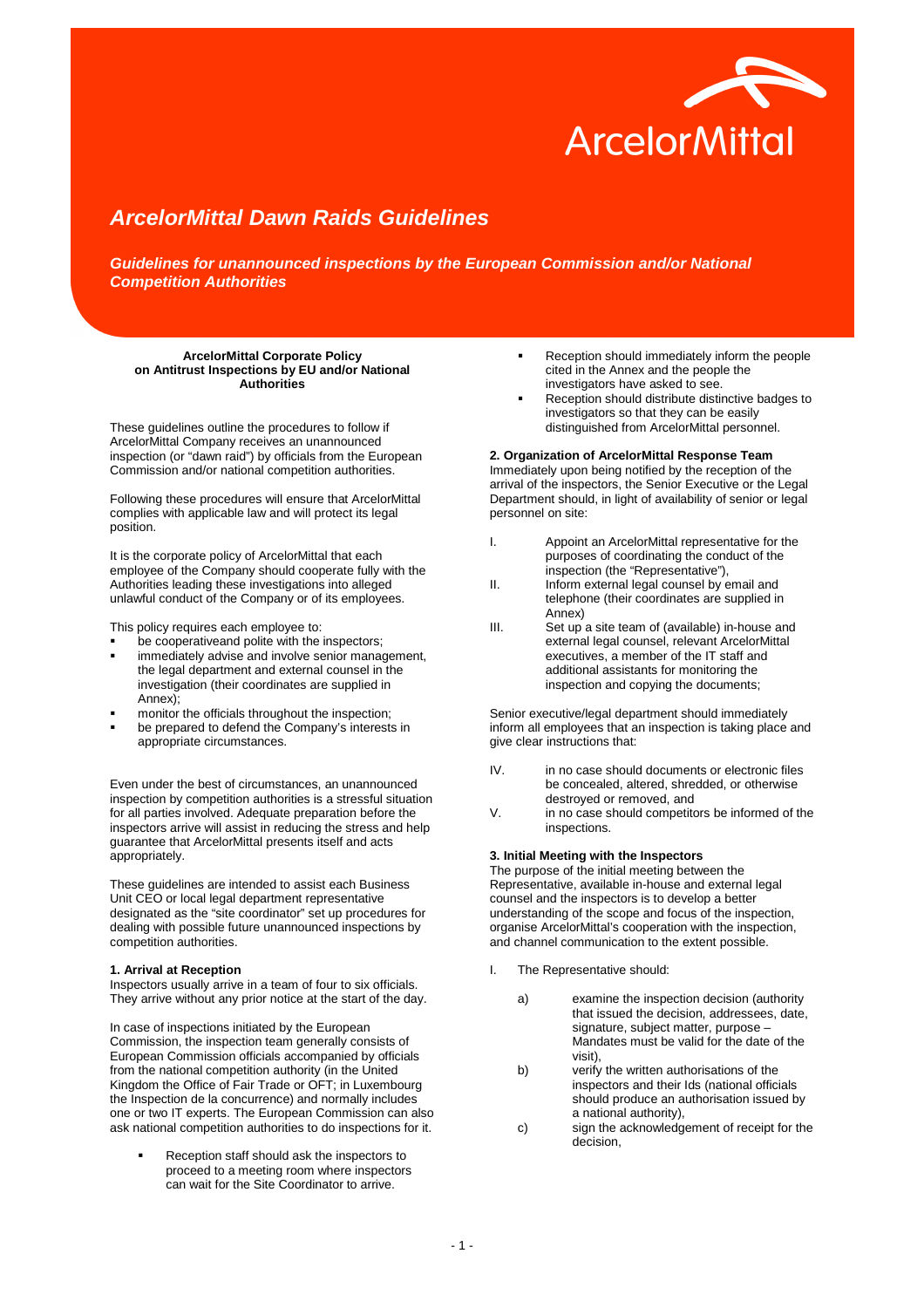# ArcelorMittal Dawn Raids Guidelines

***Guidelines for unannounced inspections by the European Commission and/or National Competition Authorities***

**ArcelorMittal Corporate Policy on Antitrust Inspections by EU and/or National Authorities**

These guidelines outline the procedures to follow if ArcelorMittal Company receives an unannounced inspection (or "dawn raid") by officials from the European Commission and/or national competition authorities.

Following these procedures will ensure that ArcelorMittal complies with applicable law and will protect its legal position.

It is the corporate policy of ArcelorMittal that each employee of the Company should cooperate fully with the Authorities leading these investigations into alleged unlawful conduct of the Company or of its employees.

This policy requires each employee to:

- be cooperativeand polite with the inspectors;
- immediately advise and involve senior management, the legal department and external counsel in the investigation (their coordinates are supplied in Annex);
- monitor the officials throughout the inspection;
- be prepared to defend the Company's interests in appropriate circumstances.

Even under the best of circumstances, an unannounced inspection by competition authorities is a stressful situation for all parties involved. Adequate preparation before the inspectors arrive will assist in reducing the stress and help guarantee that ArcelorMittal presents itself and acts appropriately.

These guidelines are intended to assist each Business Unit CEO or local legal department representative designated as the "site coordinator" set up procedures for dealing with possible future unannounced inspections by competition authorities.

### 1. Arrival at Reception

Inspectors usually arrive in a team of four to six officials. They arrive without any prior notice at the start of the day.

In case of inspections initiated by the European Commission, the inspection team generally consists of European Commission officials accompanied by officials from the national competition authority (in the United Kingdom the Office of Fair Trade or OFT; in Luxembourg the Inspection de la concurrence) and normally includes one or two IT experts. The European Commission can also ask national competition authorities to do inspections for it.

- Reception staff should ask the inspectors to proceed to a meeting room where inspectors can wait for the Site Coordinator to arrive.
- Reception should immediately inform the people cited in the Annex and the people the investigators have asked to see.
- Reception should distribute distinctive badges to investigators so that they can be easily distinguished from ArcelorMittal personnel.

### 2. Organization of ArcelorMittal Response Team

Immediately upon being notified by the reception of the arrival of the inspectors, the Senior Executive or the Legal Department should, in light of availability of senior or legal personnel on site:

I. Appoint an ArcelorMittal representative for the purposes of coordinating the conduct of the inspection (the "Representative"),

II. Inform external legal counsel by email and telephone (their coordinates are supplied in Annex)

III. Set up a site team of (available) in-house and external legal counsel, relevant ArcelorMittal executives, a member of the IT staff and additional assistants for monitoring the inspection and copying the documents;

Senior executive/legal department should immediately inform all employees that an inspection is taking place and give clear instructions that:

IV. in no case should documents or electronic files be concealed, altered, shredded, or otherwise destroyed or removed, and

V. in no case should competitors be informed of the inspections.

### 3. Initial Meeting with the Inspectors

The purpose of the initial meeting between the Representative, available in-house and external legal counsel and the inspectors is to develop a better understanding of the scope and focus of the inspection, organise ArcelorMittal's cooperation with the inspection, and channel communication to the extent possible.

I. The Representative should:

a) examine the inspection decision (authority that issued the decision, addressees, date, signature, subject matter, purpose – Mandates must be valid for the date of the visit),

b) verify the written authorisations of the inspectors and their Ids (national officials should produce an authorisation issued by a national authority),

c) sign the acknowledgement of receipt for the decision,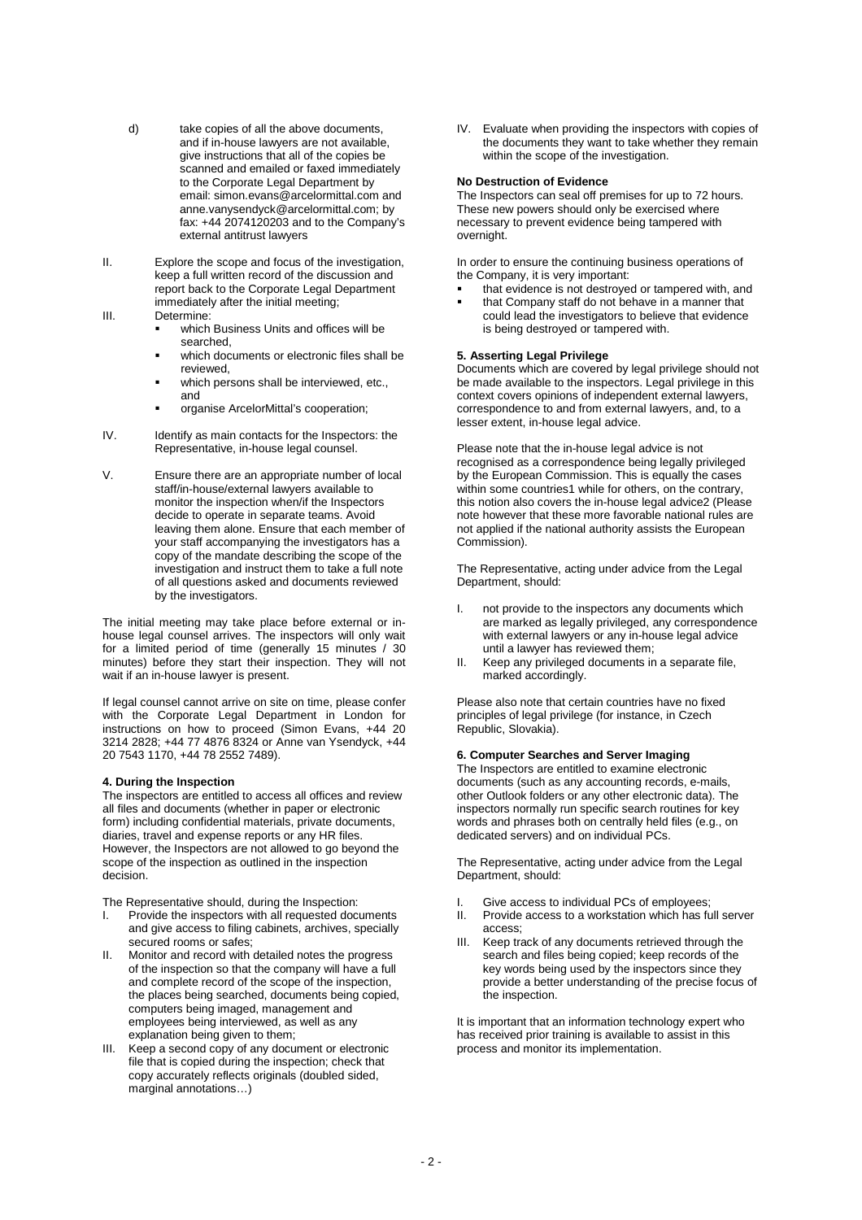d) take copies of all the above documents, and if in-house lawyers are not available, give instructions that all of the copies be scanned and emailed or faxed immediately to the Corporate Legal Department by email: simon.evans@arcelormittal.com and anne.vanysendyck@arcelormittal.com; by fax: +44 2074120203 and to the Company's external antitrust lawyers

II. Explore the scope and focus of the investigation, keep a full written record of the discussion and report back to the Corporate Legal Department immediately after the initial meeting;

III. Determine:
- which Business Units and offices will be searched,
- which documents or electronic files shall be reviewed,
- which persons shall be interviewed, etc., and
- organise ArcelorMittal's cooperation;

IV. Identify as main contacts for the Inspectors: the Representative, in-house legal counsel.

V. Ensure there are an appropriate number of local staff/in-house/external lawyers available to monitor the inspection when/if the Inspectors decide to operate in separate teams. Avoid leaving them alone. Ensure that each member of your staff accompanying the investigators has a copy of the mandate describing the scope of the investigation and instruct them to take a full note of all questions asked and documents reviewed by the investigators.

The initial meeting may take place before external or in-house legal counsel arrives. The inspectors will only wait for a limited period of time (generally 15 minutes / 30 minutes) before they start their inspection. They will not wait if an in-house lawyer is present.

If legal counsel cannot arrive on site on time, please confer with the Corporate Legal Department in London for instructions on how to proceed (Simon Evans, +44 20 3214 2828; +44 77 4876 8324 or Anne van Ysendyck, +44 20 7543 1170, +44 78 2552 7489).

**4. During the Inspection**

The inspectors are entitled to access all offices and review all files and documents (whether in paper or electronic form) including confidential materials, private documents, diaries, travel and expense reports or any HR files. However, the Inspectors are not allowed to go beyond the scope of the inspection as outlined in the inspection decision.

The Representative should, during the Inspection:

I. Provide the inspectors with all requested documents and give access to filing cabinets, archives, specially secured rooms or safes;

II. Monitor and record with detailed notes the progress of the inspection so that the company will have a full and complete record of the scope of the inspection, the places being searched, documents being copied, computers being imaged, management and employees being interviewed, as well as any explanation being given to them;

III. Keep a second copy of any document or electronic file that is copied during the inspection; check that copy accurately reflects originals (doubled sided, marginal annotations…)

IV. Evaluate when providing the inspectors with copies of the documents they want to take whether they remain within the scope of the investigation.

**No Destruction of Evidence**

The Inspectors can seal off premises for up to 72 hours. These new powers should only be exercised where necessary to prevent evidence being tampered with overnight.

In order to ensure the continuing business operations of the Company, it is very important:

- that evidence is not destroyed or tampered with, and
- that Company staff do not behave in a manner that could lead the investigators to believe that evidence is being destroyed or tampered with.

**5. Asserting Legal Privilege**

Documents which are covered by legal privilege should not be made available to the inspectors. Legal privilege in this context covers opinions of independent external lawyers, correspondence to and from external lawyers, and, to a lesser extent, in-house legal advice.

Please note that the in-house legal advice is not recognised as a correspondence being legally privileged by the European Commission. This is equally the cases within some countries1 while for others, on the contrary, this notion also covers the in-house legal advice2 (Please note however that these more favorable national rules are not applied if the national authority assists the European Commission).

The Representative, acting under advice from the Legal Department, should:

I. not provide to the inspectors any documents which are marked as legally privileged, any correspondence with external lawyers or any in-house legal advice until a lawyer has reviewed them;

II. Keep any privileged documents in a separate file, marked accordingly.

Please also note that certain countries have no fixed principles of legal privilege (for instance, in Czech Republic, Slovakia).

**6. Computer Searches and Server Imaging**

The Inspectors are entitled to examine electronic documents (such as any accounting records, e-mails, other Outlook folders or any other electronic data). The inspectors normally run specific search routines for key words and phrases both on centrally held files (e.g., on dedicated servers) and on individual PCs.

The Representative, acting under advice from the Legal Department, should:

I. Give access to individual PCs of employees;

II. Provide access to a workstation which has full server access;

III. Keep track of any documents retrieved through the search and files being copied; keep records of the key words being used by the inspectors since they provide a better understanding of the precise focus of the inspection.

It is important that an information technology expert who has received prior training is available to assist in this process and monitor its implementation.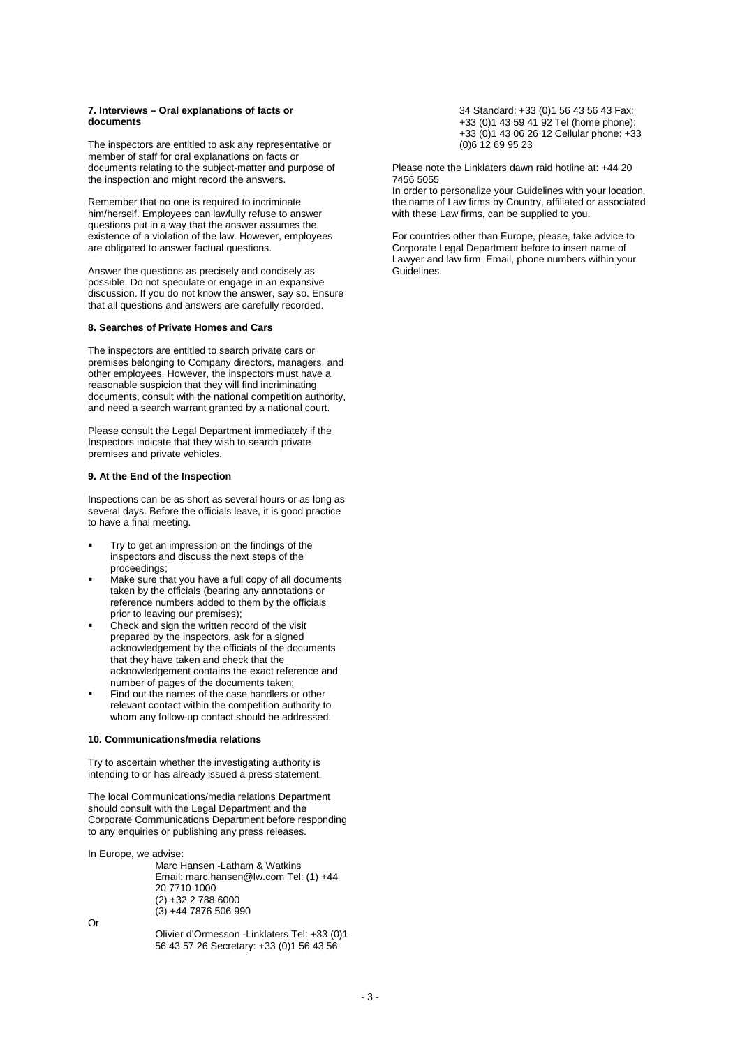**7. Interviews – Oral explanations of facts or documents**

The inspectors are entitled to ask any representative or member of staff for oral explanations on facts or documents relating to the subject-matter and purpose of the inspection and might record the answers.

Remember that no one is required to incriminate him/herself. Employees can lawfully refuse to answer questions put in a way that the answer assumes the existence of a violation of the law. However, employees are obligated to answer factual questions.

Answer the questions as precisely and concisely as possible. Do not speculate or engage in an expansive discussion. If you do not know the answer, say so. Ensure that all questions and answers are carefully recorded.

**8. Searches of Private Homes and Cars**

The inspectors are entitled to search private cars or premises belonging to Company directors, managers, and other employees. However, the inspectors must have a reasonable suspicion that they will find incriminating documents, consult with the national competition authority, and need a search warrant granted by a national court.

Please consult the Legal Department immediately if the Inspectors indicate that they wish to search private premises and private vehicles.

**9. At the End of the Inspection**

Inspections can be as short as several hours or as long as several days. Before the officials leave, it is good practice to have a final meeting.

- Try to get an impression on the findings of the inspectors and discuss the next steps of the proceedings;
- Make sure that you have a full copy of all documents taken by the officials (bearing any annotations or reference numbers added to them by the officials prior to leaving our premises);
- Check and sign the written record of the visit prepared by the inspectors, ask for a signed acknowledgement by the officials of the documents that they have taken and check that the acknowledgement contains the exact reference and number of pages of the documents taken;
- Find out the names of the case handlers or other relevant contact within the competition authority to whom any follow-up contact should be addressed.

**10. Communications/media relations**

Try to ascertain whether the investigating authority is intending to or has already issued a press statement.

The local Communications/media relations Department should consult with the Legal Department and the Corporate Communications Department before responding to any enquiries or publishing any press releases.

In Europe, we advise:

Marc Hansen -Latham & Watkins
Email: marc.hansen@lw.com Tel: (1) +44 20 7710 1000
(2) +32 2 788 6000
(3) +44 7876 506 990

Or

Olivier d'Ormesson -Linklaters Tel: +33 (0)1 56 43 57 26 Secretary: +33 (0)1 56 43 56 34 Standard: +33 (0)1 56 43 56 43 Fax: +33 (0)1 43 59 41 92 Tel (home phone): +33 (0)1 43 06 26 12 Cellular phone: +33 (0)6 12 69 95 23

Please note the Linklaters dawn raid hotline at: +44 20 7456 5055

In order to personalize your Guidelines with your location, the name of Law firms by Country, affiliated or associated with these Law firms, can be supplied to you.

For countries other than Europe, please, take advice to Corporate Legal Department before to insert name of Lawyer and law firm, Email, phone numbers within your Guidelines.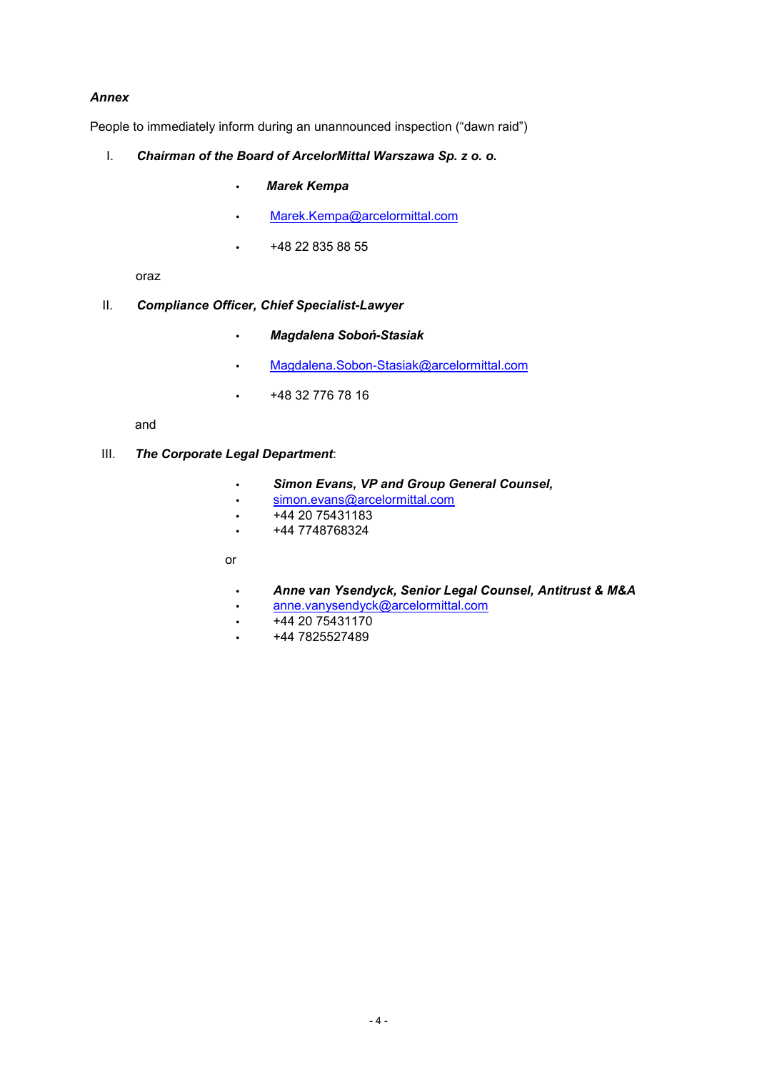***Annex***

People to immediately inform during an unannounced inspection ("dawn raid")

I. ***Chairman of the Board of ArcelorMittal Warszawa Sp. z o. o.***

- ***Marek Kempa***
- Marek.Kempa@arcelormittal.com
- +48 22 835 88 55

oraz

II. ***Compliance Officer, Chief Specialist-Lawyer***

- ***Magdalena Soboń-Stasiak***
- Magdalena.Sobon-Stasiak@arcelormittal.com
- +48 32 776 78 16

and

III. ***The Corporate Legal Department***:

- ***Simon Evans, VP and Group General Counsel,***
- simon.evans@arcelormittal.com
- +44 20 75431183
- +44 7748768324

or

- ***Anne van Ysendyck, Senior Legal Counsel, Antitrust & M&A***
- anne.vanysendyck@arcelormittal.com
- +44 20 75431170
- +44 7825527489